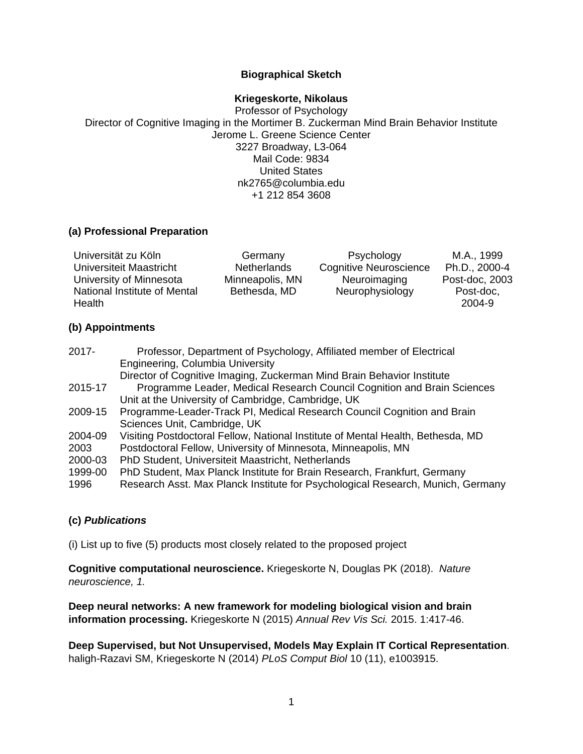**Biographical Sketch**

**Kriegeskorte, Nikolaus**
Professor of Psychology
Director of Cognitive Imaging in the Mortimer B. Zuckerman Mind Brain Behavior Institute
Jerome L. Greene Science Center
3227 Broadway, L3-064
Mail Code: 9834
United States
nk2765@columbia.edu
+1 212 854 3608

### (a) Professional Preparation

| | | | |
|---|---|---|---|
| Universität zu Köln | Germany | Psychology | M.A., 1999 |
| Universiteit Maastricht | Netherlands | Cognitive Neuroscience | Ph.D., 2000-4 |
| University of Minnesota | Minneapolis, MN | Neuroimaging | Post-doc, 2003 |
| National Institute of Mental Health | Bethesda, MD | Neurophysiology | Post-doc, 2004-9 |

### (b) Appointments

| | |
|---|---|
| 2017- | Professor, Department of Psychology, Affiliated member of Electrical Engineering, Columbia University<br>Director of Cognitive Imaging, Zuckerman Mind Brain Behavior Institute |
| 2015-17 | Programme Leader, Medical Research Council Cognition and Brain Sciences Unit at the University of Cambridge, Cambridge, UK |
| 2009-15 | Programme-Leader-Track PI, Medical Research Council Cognition and Brain Sciences Unit, Cambridge, UK |
| 2004-09 | Visiting Postdoctoral Fellow, National Institute of Mental Health, Bethesda, MD |
| 2003 | Postdoctoral Fellow, University of Minnesota, Minneapolis, MN |
| 2000-03 | PhD Student, Universiteit Maastricht, Netherlands |
| 1999-00 | PhD Student, Max Planck Institute for Brain Research, Frankfurt, Germany |
| 1996 | Research Asst. Max Planck Institute for Psychological Research, Munich, Germany |

### (c) ***Publications***

(i) List up to five (5) products most closely related to the proposed project

**Cognitive computational neuroscience.** Kriegeskorte N, Douglas PK (2018). *Nature neuroscience, 1.*

**Deep neural networks: A new framework for modeling biological vision and brain information processing.** Kriegeskorte N (2015) *Annual Rev Vis Sci.* 2015. 1:417-46.

**Deep Supervised, but Not Unsupervised, Models May Explain IT Cortical Representation**. haligh-Razavi SM, Kriegeskorte N (2014) *PLoS Comput Biol* 10 (11), e1003915.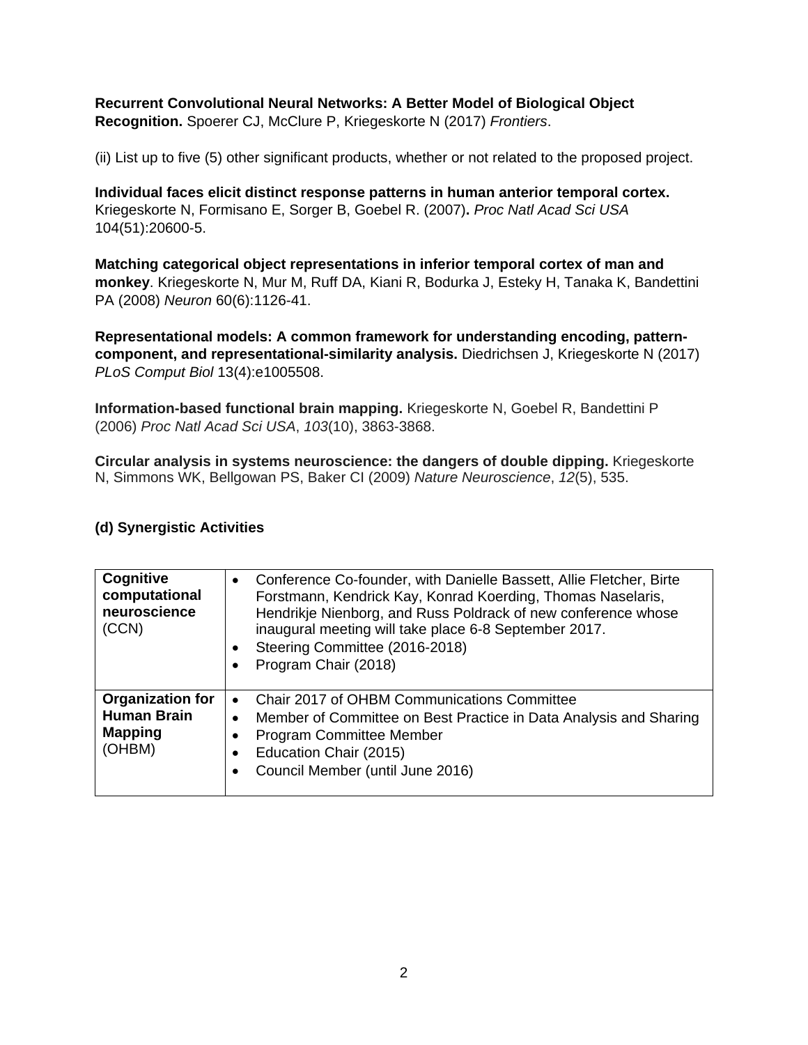**Recurrent Convolutional Neural Networks: A Better Model of Biological Object Recognition.** Spoerer CJ, McClure P, Kriegeskorte N (2017) *Frontiers*.

(ii) List up to five (5) other significant products, whether or not related to the proposed project.

**Individual faces elicit distinct response patterns in human anterior temporal cortex.** Kriegeskorte N, Formisano E, Sorger B, Goebel R. (2007)**.** *Proc Natl Acad Sci USA* 104(51):20600-5.

**Matching categorical object representations in inferior temporal cortex of man and monkey**. Kriegeskorte N, Mur M, Ruff DA, Kiani R, Bodurka J, Esteky H, Tanaka K, Bandettini PA (2008) *Neuron* 60(6):1126-41.

**Representational models: A common framework for understanding encoding, pattern-component, and representational-similarity analysis.** Diedrichsen J, Kriegeskorte N (2017) *PLoS Comput Biol* 13(4):e1005508.

**Information-based functional brain mapping.** Kriegeskorte N, Goebel R, Bandettini P (2006) *Proc Natl Acad Sci USA*, *103*(10), 3863-3868.

**Circular analysis in systems neuroscience: the dangers of double dipping.** Kriegeskorte N, Simmons WK, Bellgowan PS, Baker CI (2009) *Nature Neuroscience*, *12*(5), 535.

### (d) Synergistic Activities

| | |
|---|---|
| **Cognitive computational neuroscience** (CCN) | • Conference Co-founder, with Danielle Bassett, Allie Fletcher, Birte Forstmann, Kendrick Kay, Konrad Koerding, Thomas Naselaris, Hendrikje Nienborg, and Russ Poldrack of new conference whose inaugural meeting will take place 6-8 September 2017.<br>• Steering Committee (2016-2018)<br>• Program Chair (2018) |
| **Organization for Human Brain Mapping** (OHBM) | • Chair 2017 of OHBM Communications Committee<br>• Member of Committee on Best Practice in Data Analysis and Sharing<br>• Program Committee Member<br>• Education Chair (2015)<br>• Council Member (until June 2016) |